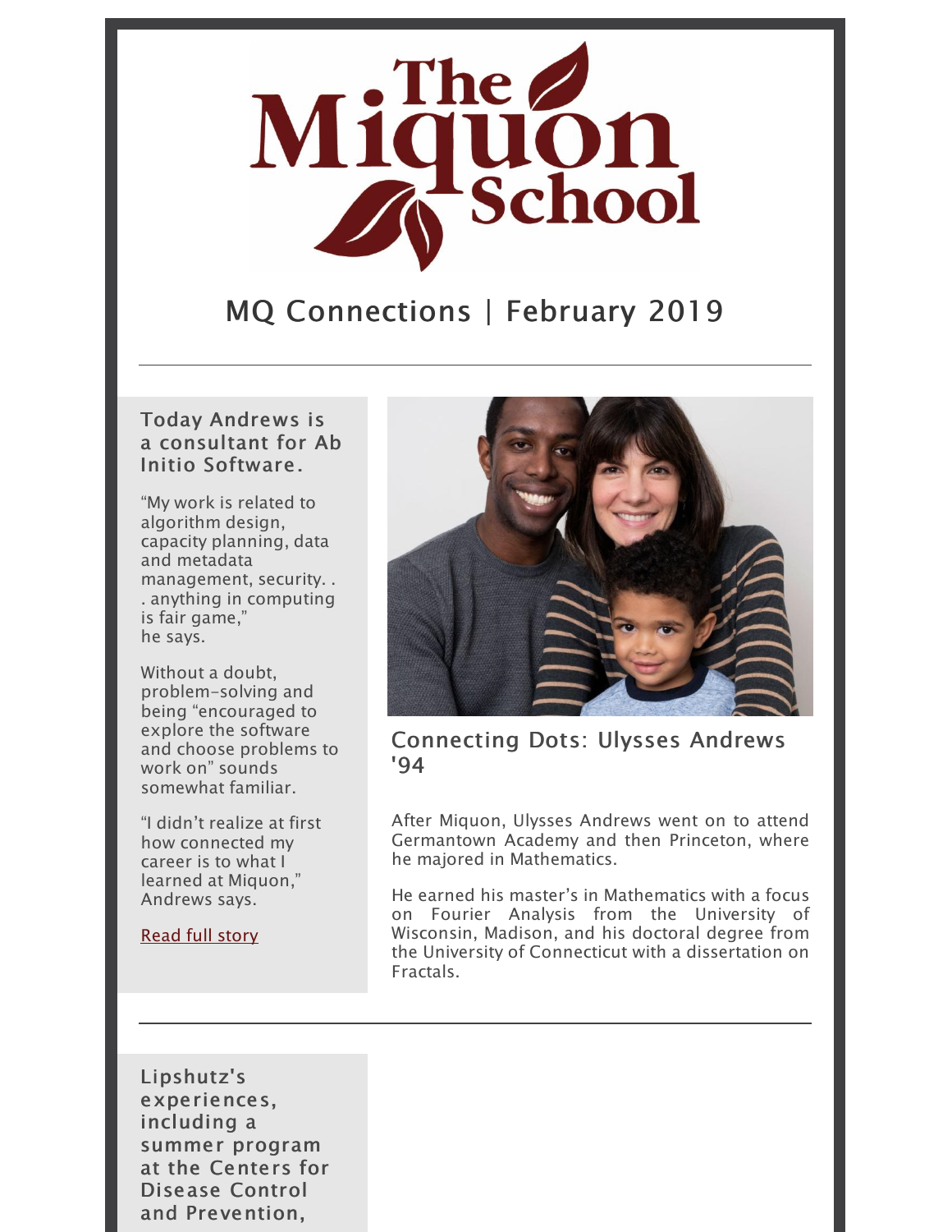# The Miquon School

## MQ Connections | February 2019

### Connecting Dots: Ulysses Andrews '94

After Miquon, Ulysses Andrews went on to attend Germantown Academy and then Princeton, where he majored in Mathematics.

He earned his master's in Mathematics with a focus on Fourier Analysis from the University of Wisconsin, Madison, and his doctoral degree from the University of Connecticut with a dissertation on Fractals.

#### Today Andrews is a consultant for Ab Initio Software.

"My work is related to algorithm design, capacity planning, data and metadata management, security. . . anything in computing is fair game," he says.

Without a doubt, problem-solving and being "encouraged to explore the software and choose problems to work on" sounds somewhat familiar.

"I didn't realize at first how connected my career is to what I learned at Miquon," Andrews says.

Read full story

---

#### Lipshutz's experiences, including a summer program at the Centers for Disease Control and Prevention,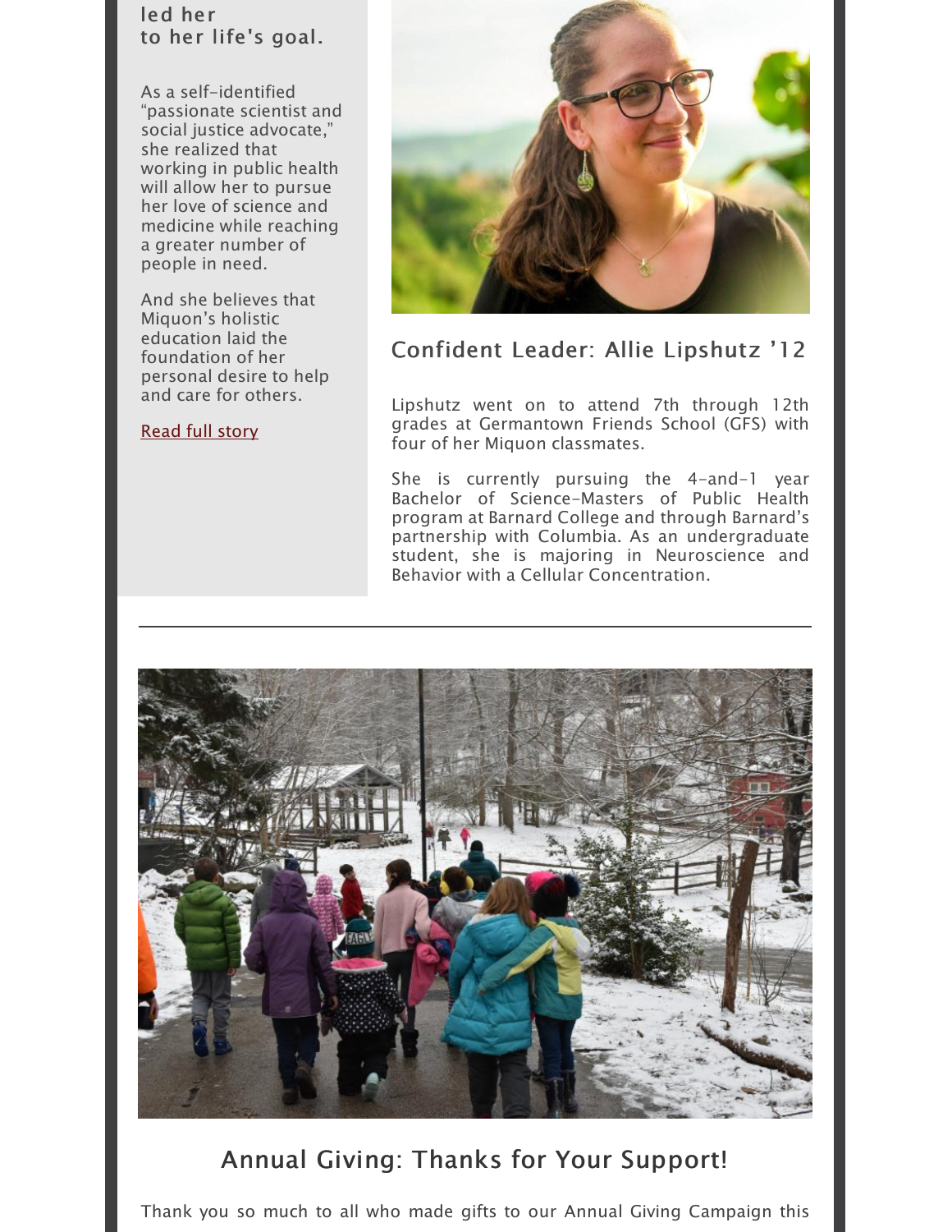led her
to her life's goal.

As a self-identified "passionate scientist and social justice advocate," she realized that working in public health will allow her to pursue her love of science and medicine while reaching a greater number of people in need.

And she believes that Miquon's holistic education laid the foundation of her personal desire to help and care for others.

Read full story

## Confident Leader: Allie Lipshutz '12

Lipshutz went on to attend 7th through 12th grades at Germantown Friends School (GFS) with four of her Miquon classmates.

She is currently pursuing the 4-and-1 year Bachelor of Science-Masters of Public Health program at Barnard College and through Barnard's partnership with Columbia. As an undergraduate student, she is majoring in Neuroscience and Behavior with a Cellular Concentration.

---

## Annual Giving: Thanks for Your Support!

Thank you so much to all who made gifts to our Annual Giving Campaign this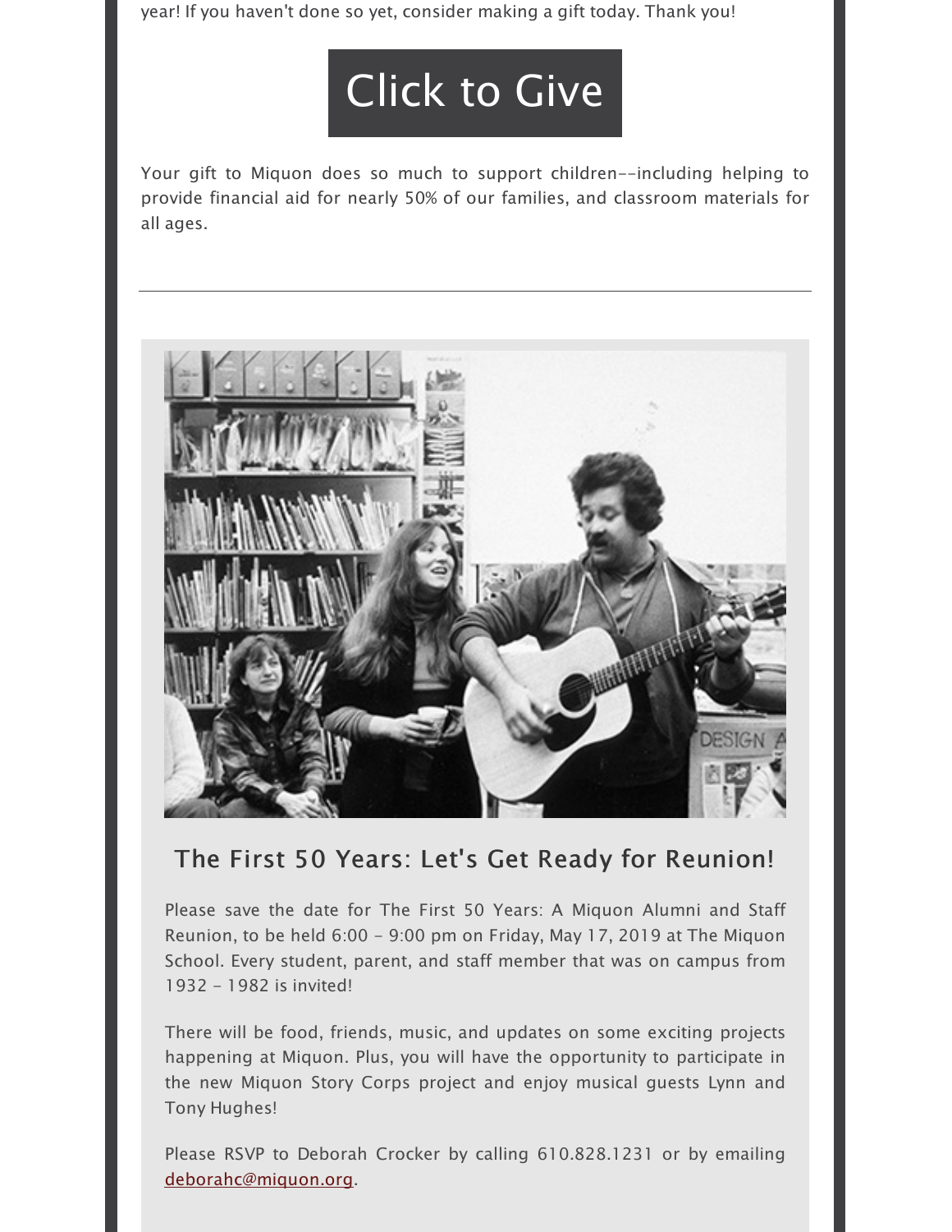year! If you haven't done so yet, consider making a gift today. Thank you!

Click to Give

Your gift to Miquon does so much to support children--including helping to provide financial aid for nearly 50% of our families, and classroom materials for all ages.

---

## The First 50 Years: Let's Get Ready for Reunion!

Please save the date for The First 50 Years: A Miquon Alumni and Staff Reunion, to be held 6:00 - 9:00 pm on Friday, May 17, 2019 at The Miquon School. Every student, parent, and staff member that was on campus from 1932 - 1982 is invited!

There will be food, friends, music, and updates on some exciting projects happening at Miquon. Plus, you will have the opportunity to participate in the new Miquon Story Corps project and enjoy musical guests Lynn and Tony Hughes!

Please RSVP to Deborah Crocker by calling 610.828.1231 or by emailing deborahc@miquon.org.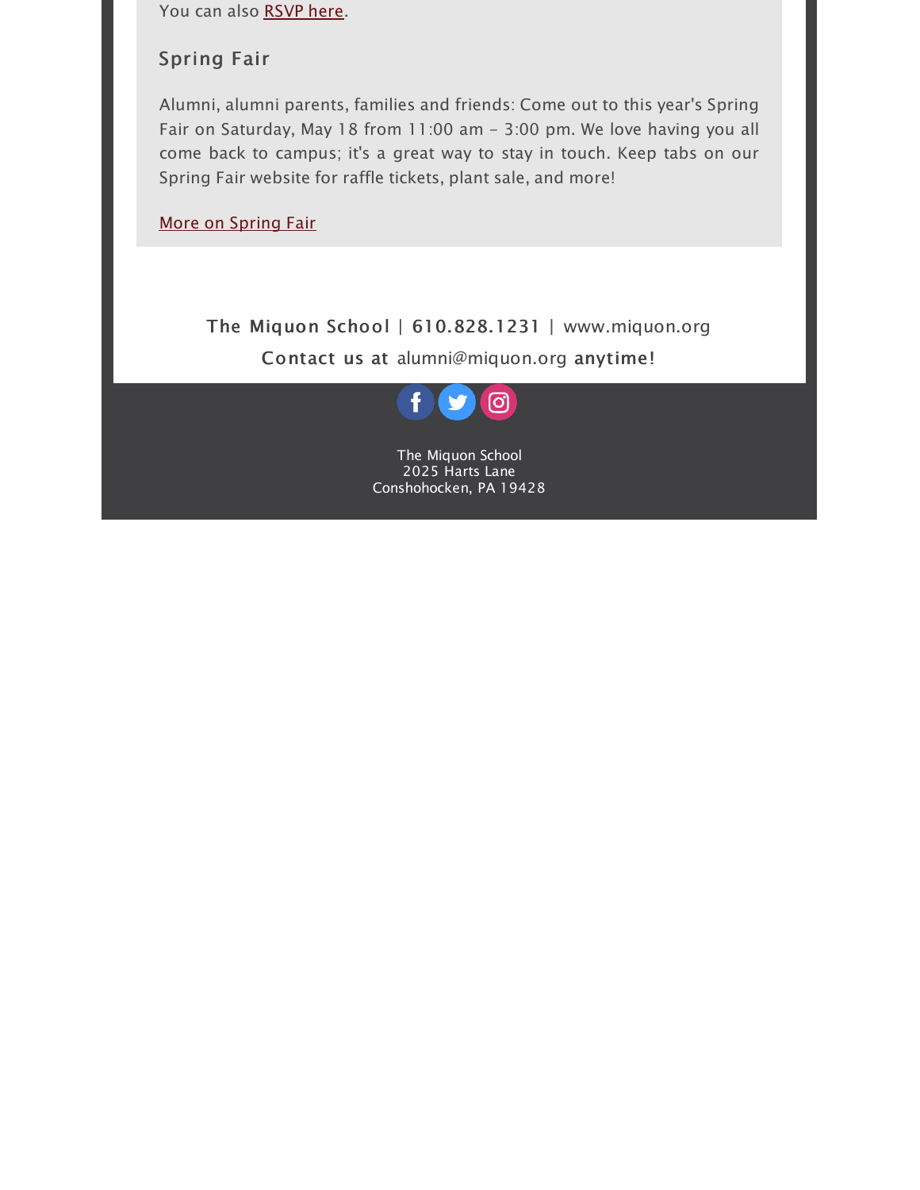You can also RSVP here.

### Spring Fair

Alumni, alumni parents, families and friends: Come out to this year's Spring Fair on Saturday, May 18 from 11:00 am - 3:00 pm. We love having you all come back to campus; it's a great way to stay in touch. Keep tabs on our Spring Fair website for raffle tickets, plant sale, and more!

More on Spring Fair

**The Miquon School** | **610.828.1231** | www.miquon.org

**Contact us at** alumni@miquon.org **anytime!**

The Miquon School
2025 Harts Lane
Conshohocken, PA 19428